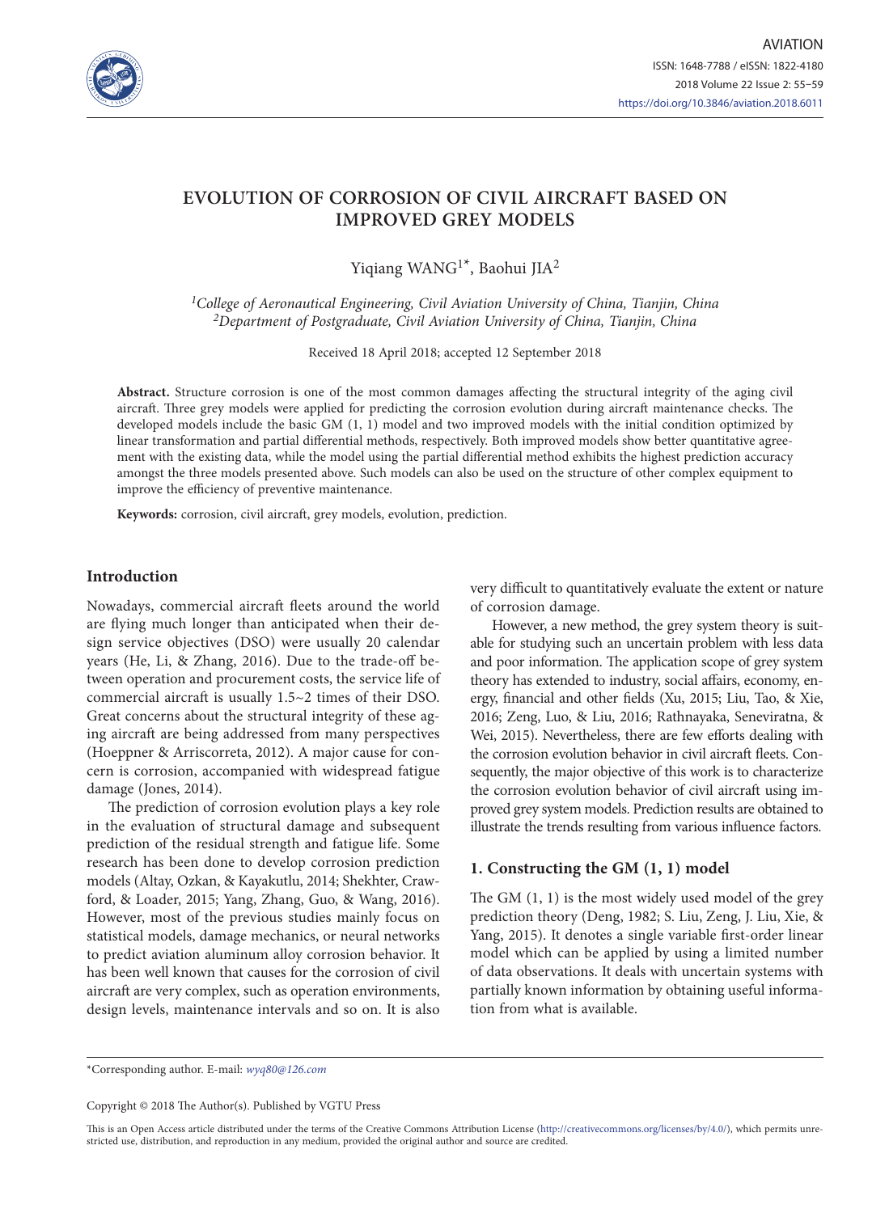# EVOLUTION OF CORROSION OF CIVIL AIRCRAFT BASED ON IMPROVED GREY MODELS

Yiqiang WANG[1*], Baohui JIA[2]

*[1]College of Aeronautical Engineering, Civil Aviation University of China, Tianjin, China*
*[2]Department of Postgraduate, Civil Aviation University of China, Tianjin, China*

Received 18 April 2018; accepted 12 September 2018

**Abstract.** Structure corrosion is one of the most common damages affecting the structural integrity of the aging civil aircraft. Three grey models were applied for predicting the corrosion evolution during aircraft maintenance checks. The developed models include the basic GM (1, 1) model and two improved models with the initial condition optimized by linear transformation and partial differential methods, respectively. Both improved models show better quantitative agreement with the existing data, while the model using the partial differential method exhibits the highest prediction accuracy amongst the three models presented above. Such models can also be used on the structure of other complex equipment to improve the efficiency of preventive maintenance.

**Keywords:** corrosion, civil aircraft, grey models, evolution, prediction.

## Introduction

Nowadays, commercial aircraft fleets around the world are flying much longer than anticipated when their design service objectives (DSO) were usually 20 calendar years (He, Li, & Zhang, 2016). Due to the trade-off between operation and procurement costs, the service life of commercial aircraft is usually 1.5~2 times of their DSO. Great concerns about the structural integrity of these aging aircraft are being addressed from many perspectives (Hoeppner & Arriscorreta, 2012). A major cause for concern is corrosion, accompanied with widespread fatigue damage (Jones, 2014).

The prediction of corrosion evolution plays a key role in the evaluation of structural damage and subsequent prediction of the residual strength and fatigue life. Some research has been done to develop corrosion prediction models (Altay, Ozkan, & Kayakutlu, 2014; Shekhter, Crawford, & Loader, 2015; Yang, Zhang, Guo, & Wang, 2016). However, most of the previous studies mainly focus on statistical models, damage mechanics, or neural networks to predict aviation aluminum alloy corrosion behavior. It has been well known that causes for the corrosion of civil aircraft are very complex, such as operation environments, design levels, maintenance intervals and so on. It is also very difficult to quantitatively evaluate the extent or nature of corrosion damage.

However, a new method, the grey system theory is suitable for studying such an uncertain problem with less data and poor information. The application scope of grey system theory has extended to industry, social affairs, economy, energy, financial and other fields (Xu, 2015; Liu, Tao, & Xie, 2016; Zeng, Luo, & Liu, 2016; Rathnayaka, Seneviratna, & Wei, 2015). Nevertheless, there are few efforts dealing with the corrosion evolution behavior in civil aircraft fleets. Consequently, the major objective of this work is to characterize the corrosion evolution behavior of civil aircraft using improved grey system models. Prediction results are obtained to illustrate the trends resulting from various influence factors.

## 1. Constructing the GM (1, 1) model

The GM (1, 1) is the most widely used model of the grey prediction theory (Deng, 1982; S. Liu, Zeng, J. Liu, Xie, & Yang, 2015). It denotes a single variable first-order linear model which can be applied by using a limited number of data observations. It deals with uncertain systems with partially known information by obtaining useful information from what is available.

*Corresponding author. E-mail: *wyq80@126.com*

Copyright © 2018 The Author(s). Published by VGTU Press

This is an Open Access article distributed under the terms of the Creative Commons Attribution License (http://creativecommons.org/licenses/by/4.0/), which permits unrestricted use, distribution, and reproduction in any medium, provided the original author and source are credited.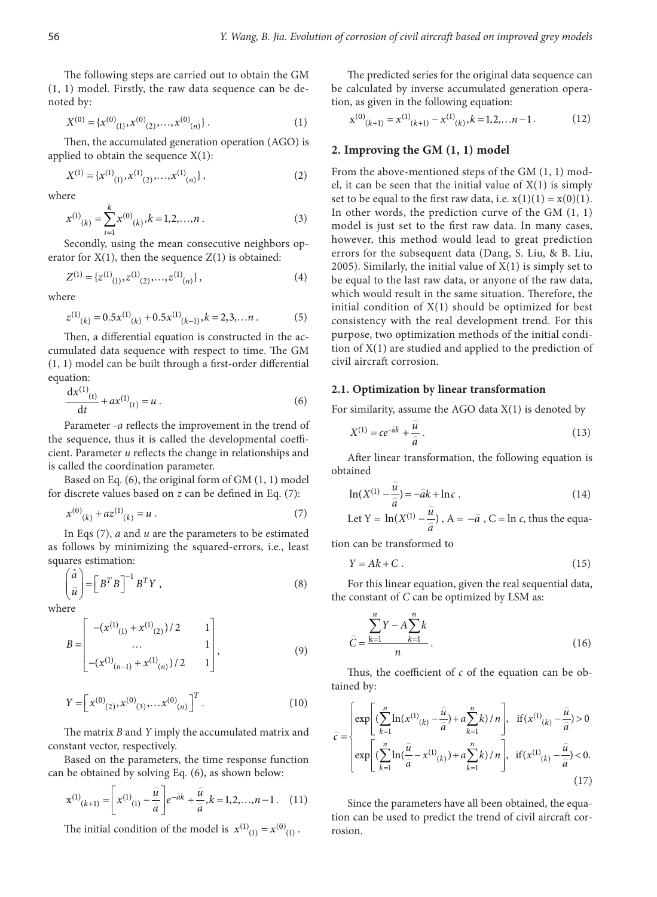The following steps are carried out to obtain the GM (1, 1) model. Firstly, the raw data sequence can be denoted by:

$$X^{(0)} = \{x^{(0)}_{(1)}, x^{(0)}_{(2)}, \ldots, x^{(0)}_{(n)}\}. \quad (1)$$

Then, the accumulated generation operation (AGO) is applied to obtain the sequence X(1):

$$X^{(1)} = \{x^{(1)}_{(1)}, x^{(1)}_{(2)}, \ldots, x^{(1)}_{(n)}\}, \quad (2)$$

where

$$x^{(1)}_{(k)} = \sum_{i=1}^{k} x^{(0)}_{(k)}, k = 1, 2, \ldots, n. \quad (3)$$

Secondly, using the mean consecutive neighbors operator for X(1), then the sequence Z(1) is obtained:

$$Z^{(1)} = \{z^{(1)}_{(1)}, z^{(1)}_{(2)}, \ldots, z^{(1)}_{(n)}\}, \quad (4)$$

where

$$z^{(1)}_{(k)} = 0.5x^{(1)}_{(k)} + 0.5x^{(1)}_{(k-1)}, k = 2, 3, \ldots n. \quad (5)$$

Then, a differential equation is constructed in the accumulated data sequence with respect to time. The GM (1, 1) model can be built through a first-order differential equation:

$$\frac{\mathrm{d}x^{(1)}_{(t)}}{\mathrm{d}t} + ax^{(1)}_{(t)} = u. \quad (6)$$

Parameter $-a$ reflects the improvement in the trend of the sequence, thus it is called the developmental coefficient. Parameter $u$ reflects the change in relationships and is called the coordination parameter.

Based on Eq. (6), the original form of GM (1, 1) model for discrete values based on $z$ can be defined in Eq. (7):

$$x^{(0)}_{(k)} + az^{(1)}_{(k)} = u. \quad (7)$$

In Eqs (7), $a$ and $u$ are the parameters to be estimated as follows by minimizing the squared-errors, i.e., least squares estimation:

$$\begin{pmatrix} \hat{a} \\ \hat{u} \end{pmatrix} = \left[B^T B\right]^{-1} B^T Y, \quad (8)$$

where

$$B = \begin{bmatrix} -(x^{(1)}_{(1)} + x^{(1)}_{(2)})/2 & 1 \\ \ldots & 1 \\ -(x^{(1)}_{(n-1)} + x^{(1)}_{(n)})/2 & 1 \end{bmatrix}, \quad (9)$$

$$Y = \left[x^{(0)}_{(2)}, x^{(0)}_{(3)}, \ldots x^{(0)}_{(n)}\right]^T. \quad (10)$$

The matrix $B$ and $Y$ imply the accumulated matrix and constant vector, respectively.

Based on the parameters, the time response function can be obtained by solving Eq. (6), as shown below:

$$x^{(1)}_{(k+1)} = \left[x^{(1)}_{(1)} - \frac{\hat{u}}{\hat{a}}\right] e^{-\hat{a}k} + \frac{\hat{u}}{\hat{a}}, k = 1, 2, \ldots, n-1. \quad (11)$$

The initial condition of the model is $x^{(1)}_{(1)} = x^{(0)}_{(1)}$.

The predicted series for the original data sequence can be calculated by inverse accumulated generation operation, as given in the following equation:

$$x^{(0)}_{(k+1)} = x^{(1)}_{(k+1)} - x^{(1)}_{(k)}, k = 1, 2, \ldots n-1. \quad (12)$$

## 2. Improving the GM (1, 1) model

From the above-mentioned steps of the GM (1, 1) model, it can be seen that the initial value of X(1) is simply set to be equal to the first raw data, i.e. x(1)(1) = x(0)(1). In other words, the prediction curve of the GM (1, 1) model is just set to the first raw data. In many cases, however, this method would lead to great prediction errors for the subsequent data (Dang, S. Liu, & B. Liu, 2005). Similarly, the initial value of X(1) is simply set to be equal to the last raw data, or anyone of the raw data, which would result in the same situation. Therefore, the initial condition of X(1) should be optimized for best consistency with the real development trend. For this purpose, two optimization methods of the initial condition of X(1) are studied and applied to the prediction of civil aircraft corrosion.

### 2.1. Optimization by linear transformation

For similarity, assume the AGO data X(1) is denoted by

$$X^{(1)} = ce^{-\hat{a}k} + \frac{\hat{u}}{\hat{a}}. \quad (13)$$

After linear transformation, the following equation is obtained

$$\ln(X^{(1)} - \frac{\hat{u}}{\hat{a}}) = -\hat{a}k + \ln c. \quad (14)$$

Let Y = $\ln(X^{(1)} - \frac{\hat{u}}{\hat{a}})$, A = $-\hat{a}$, C = ln $c$, thus the equation can be transformed to

$$Y = Ak + C. \quad (15)$$

For this linear equation, given the real sequential data, the constant of $C$ can be optimized by LSM as:

$$\hat{C} = \frac{\sum_{k=1}^{n} Y - A\sum_{k=1}^{n} k}{n}. \quad (16)$$

Thus, the coefficient of $c$ of the equation can be obtained by:

$$\hat{c} = \begin{cases} \exp\left[(\sum_{k=1}^{n} \ln(x^{(1)}_{(k)} - \frac{\hat{u}}{\hat{a}}) + a\sum_{k=1}^{n} k)/n\right], & \text{if}(x^{(1)}_{(k)} - \frac{\hat{u}}{\hat{a}}) > 0 \\ \exp\left[(\sum_{k=1}^{n} \ln(\frac{\hat{u}}{\hat{a}} - x^{(1)}_{(k)}) + a\sum_{k=1}^{n} k)/n\right], & \text{if}(x^{(1)}_{(k)} - \frac{\hat{u}}{\hat{a}}) < 0. \end{cases} \quad (17)$$

Since the parameters have all been obtained, the equation can be used to predict the trend of civil aircraft corrosion.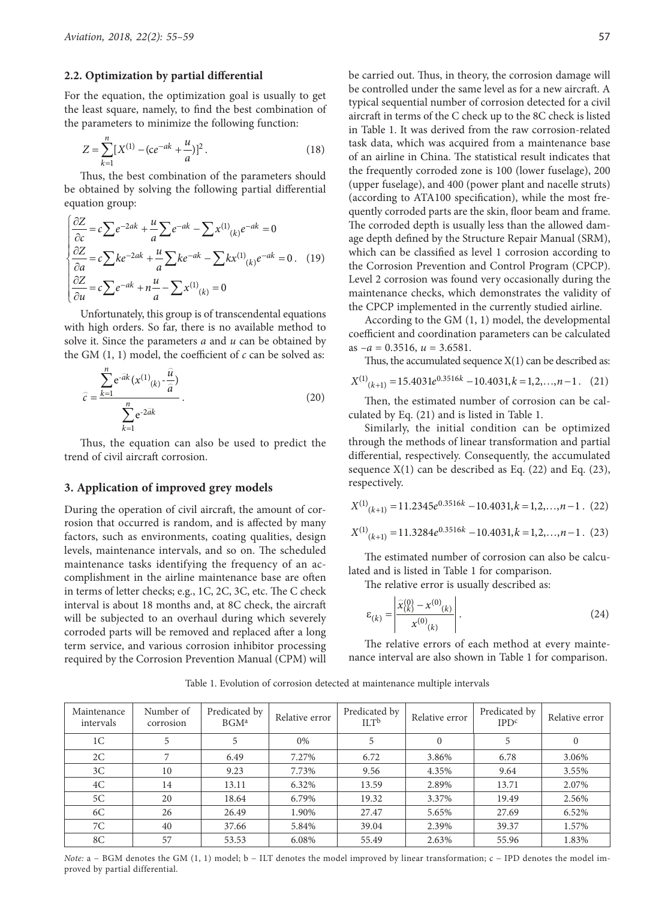### 2.2. Optimization by partial differential

For the equation, the optimization goal is usually to get the least square, namely, to find the best combination of the parameters to minimize the following function:

$$Z = \sum_{k=1}^{n} [X^{(1)} - (ce^{-ak} + \frac{u}{a})]^2 . \quad (18)$$

Thus, the best combination of the parameters should be obtained by solving the following partial differential equation group:

$$\begin{cases} \frac{\partial Z}{\partial c} = c\sum e^{-2ak} + \frac{u}{a}\sum e^{-ak} - \sum x^{(1)}{}_{(k)} e^{-ak} = 0 \\ \frac{\partial Z}{\partial a} = c\sum ke^{-2ak} + \frac{u}{a}\sum ke^{-ak} - \sum kx^{(1)}{}_{(k)} e^{-ak} = 0 \\ \frac{\partial Z}{\partial u} = c\sum e^{-ak} + n\frac{u}{a} - \sum x^{(1)}{}_{(k)} = 0 \end{cases} . \quad (19)$$

Unfortunately, this group is of transcendental equations with high orders. So far, there is no available method to solve it. Since the parameters $a$ and $u$ can be obtained by the GM (1, 1) model, the coefficient of $c$ can be solved as:

$$\widehat{c} = \frac{\sum_{k=1}^{n} e^{-\widehat{a}k} (x^{(1)}{}_{(k)} - \frac{\widehat{u}}{\widehat{a}})}{\sum_{k=1}^{n} e^{-2\widehat{a}k}} . \quad (20)$$

Thus, the equation can also be used to predict the trend of civil aircraft corrosion.

## 3. Application of improved grey models

During the operation of civil aircraft, the amount of corrosion that occurred is random, and is affected by many factors, such as environments, coating qualities, design levels, maintenance intervals, and so on. The scheduled maintenance tasks identifying the frequency of an accomplishment in the airline maintenance base are often in terms of letter checks; e.g., 1C, 2C, 3C, etc. The C check interval is about 18 months and, at 8C check, the aircraft will be subjected to an overhaul during which severely corroded parts will be removed and replaced after a long term service, and various corrosion inhibitor processing required by the Corrosion Prevention Manual (CPM) will be carried out. Thus, in theory, the corrosion damage will be controlled under the same level as for a new aircraft. A typical sequential number of corrosion detected for a civil aircraft in terms of the C check up to the 8C check is listed in Table 1. It was derived from the raw corrosion-related task data, which was acquired from a maintenance base of an airline in China. The statistical result indicates that the frequently corroded zone is 100 (lower fuselage), 200 (upper fuselage), and 400 (power plant and nacelle struts) (according to ATA100 specification), while the most frequently corroded parts are the skin, floor beam and frame. The corroded depth is usually less than the allowed damage depth defined by the Structure Repair Manual (SRM), which can be classified as level 1 corrosion according to the Corrosion Prevention and Control Program (CPCP). Level 2 corrosion was found very occasionally during the maintenance checks, which demonstrates the validity of the CPCP implemented in the currently studied airline.

According to the GM (1, 1) model, the developmental coefficient and coordination parameters can be calculated as $-a = 0.3516$, $u = 3.6581$.

Thus, the accumulated sequence X(1) can be described as:

$$X^{(1)}{}_{(k+1)} = 15.4031e^{0.3516k} - 10.4031, k = 1,2,\ldots,n-1 . \quad (21)$$

Then, the estimated number of corrosion can be calculated by Eq. (21) and is listed in Table 1.

Similarly, the initial condition can be optimized through the methods of linear transformation and partial differential, respectively. Consequently, the accumulated sequence X(1) can be described as Eq. (22) and Eq. (23), respectively.

$$X^{(1)}{}_{(k+1)} = 11.2345e^{0.3516k} - 10.4031, k = 1,2,\ldots,n-1 . \quad (22)$$

$$X^{(1)}{}_{(k+1)} = 11.3284e^{0.3516k} - 10.4031, k = 1,2,\ldots,n-1 . \quad (23)$$

The estimated number of corrosion can also be calculated and is listed in Table 1 for comparison.

The relative error is usually described as:

$$\varepsilon_{(k)} = \left| \frac{\widehat{x}^{(0)}_{(k)} - x^{(0)}{}_{(k)}}{x^{(0)}{}_{(k)}} \right| . \quad (24)$$

The relative errors of each method at every maintenance interval are also shown in Table 1 for comparison.

Table 1. Evolution of corrosion detected at maintenance multiple intervals

| Maintenance intervals | Number of corrosion | Predicated by BGM[a] | Relative error | Predicated by ILT[b] | Relative error | Predicated by IPD[c] | Relative error |
|---|---|---|---|---|---|---|---|
| 1C | 5 | 5 | 0% | 5 | 0 | 5 | 0 |
| 2C | 7 | 6.49 | 7.27% | 6.72 | 3.86% | 6.78 | 3.06% |
| 3C | 10 | 9.23 | 7.73% | 9.56 | 4.35% | 9.64 | 3.55% |
| 4C | 14 | 13.11 | 6.32% | 13.59 | 2.89% | 13.71 | 2.07% |
| 5C | 20 | 18.64 | 6.79% | 19.32 | 3.37% | 19.49 | 2.56% |
| 6C | 26 | 26.49 | 1.90% | 27.47 | 5.65% | 27.69 | 6.52% |
| 7C | 40 | 37.66 | 5.84% | 39.04 | 2.39% | 39.37 | 1.57% |
| 8C | 57 | 53.53 | 6.08% | 55.49 | 2.63% | 55.96 | 1.83% |

*Note:* a – BGM denotes the GM (1, 1) model; b – ILT denotes the model improved by linear transformation; c – IPD denotes the model improved by partial differential.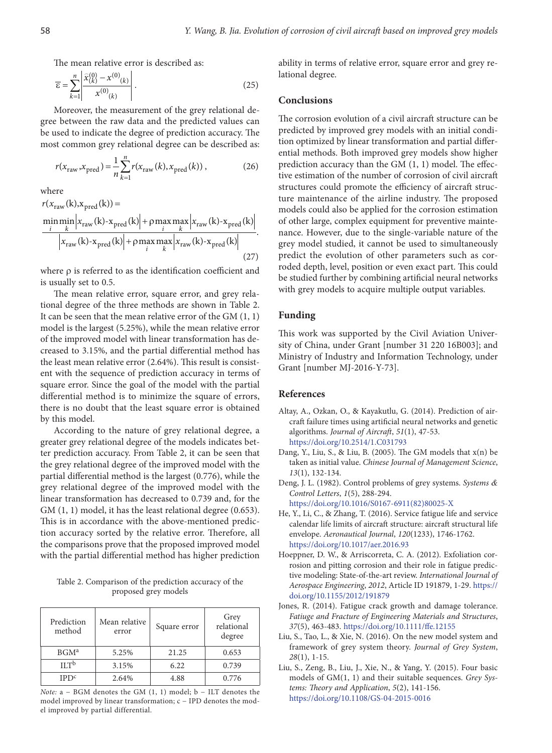The mean relative error is described as:

$$\overline{\varepsilon} = \sum_{k=1}^{n} \left| \frac{\hat{x}^{(0)}_{(k)} - x^{(0)}_{(k)}}{x^{(0)}_{(k)}} \right|. \tag{25}$$

Moreover, the measurement of the grey relational degree between the raw data and the predicted values can be used to indicate the degree of prediction accuracy. The most common grey relational degree can be described as:

$$r(x_{\text{raw}}, x_{\text{pred}}) = \frac{1}{n} \sum_{k=1}^{n} r(x_{\text{raw}}(k), x_{\text{pred}}(k)), \tag{26}$$

where

$$r(x_{\text{raw}}(\text{k}), \text{x}_{\text{pred}}(\text{k})) = \frac{\min_i \min_k \left| x_{\text{raw}}(\text{k}) \text{-} \text{x}_{\text{pred}}(\text{k}) \right| + \rho \max_i \max_k \left| x_{\text{raw}}(\text{k}) \text{-} \text{x}_{\text{pred}}(\text{k}) \right|}{\left| x_{\text{raw}}(\text{k}) \text{-} \text{x}_{\text{pred}}(\text{k}) \right| + \rho \max_i \max_k \left| x_{\text{raw}}(\text{k}) \text{-} \text{x}_{\text{pred}}(\text{k}) \right|}. \tag{27}$$

where $\rho$ is referred to as the identification coefficient and is usually set to 0.5.

The mean relative error, square error, and grey relational degree of the three methods are shown in Table 2. It can be seen that the mean relative error of the GM (1, 1) model is the largest (5.25%), while the mean relative error of the improved model with linear transformation has decreased to 3.15%, and the partial differential method has the least mean relative error (2.64%). This result is consistent with the sequence of prediction accuracy in terms of square error. Since the goal of the model with the partial differential method is to minimize the square of errors, there is no doubt that the least square error is obtained by this model.

According to the nature of grey relational degree, a greater grey relational degree of the models indicates better prediction accuracy. From Table 2, it can be seen that the grey relational degree of the improved model with the partial differential method is the largest (0.776), while the grey relational degree of the improved model with the linear transformation has decreased to 0.739 and, for the GM (1, 1) model, it has the least relational degree (0.653). This is in accordance with the above-mentioned prediction accuracy sorted by the relative error. Therefore, all the comparisons prove that the proposed improved model with the partial differential method has higher prediction ability in terms of relative error, square error and grey relational degree.

Table 2. Comparison of the prediction accuracy of the proposed grey models

| Prediction method | Mean relative error | Square error | Grey relational degree |
|---|---|---|---|
| BGM[a] | 5.25% | 21.25 | 0.653 |
| ILT[b] | 3.15% | 6.22 | 0.739 |
| IPD[c] | 2.64% | 4.88 | 0.776 |

*Note:* a – BGM denotes the GM (1, 1) model; b – ILT denotes the model improved by linear transformation; c – IPD denotes the model improved by partial differential.

## Conclusions

The corrosion evolution of a civil aircraft structure can be predicted by improved grey models with an initial condition optimized by linear transformation and partial differential methods. Both improved grey models show higher prediction accuracy than the GM (1, 1) model. The effective estimation of the number of corrosion of civil aircraft structures could promote the efficiency of aircraft structure maintenance of the airline industry. The proposed models could also be applied for the corrosion estimation of other large, complex equipment for preventive maintenance. However, due to the single-variable nature of the grey model studied, it cannot be used to simultaneously predict the evolution of other parameters such as corroded depth, level, position or even exact part. This could be studied further by combining artificial neural networks with grey models to acquire multiple output variables.

## Funding

This work was supported by the Civil Aviation University of China, under Grant [number 31 220 16B003]; and Ministry of Industry and Information Technology, under Grant [number MJ-2016-Y-73].

## References

Altay, A., Ozkan, O., & Kayakutlu, G. (2014). Prediction of aircraft failure times using artificial neural networks and genetic algorithms. *Journal of Aircraft*, *51*(1), 47-53. https://doi.org/10.2514/1.C031793

Dang, Y., Liu, S., & Liu, B. (2005). The GM models that x(n) be taken as initial value. *Chinese Journal of Management Science*, *13*(1), 132-134.

Deng, J. L. (1982). Control problems of grey systems. *Systems & Control Letters*, *1*(5), 288-294. https://doi.org/10.1016/S0167-6911(82)80025-X

He, Y., Li, C., & Zhang, T. (2016). Service fatigue life and service calendar life limits of aircraft structure: aircraft structural life envelope. *Aeronautical Journal*, *120*(1233), 1746-1762. https://doi.org/10.1017/aer.2016.93

Hoeppner, D. W., & Arriscorreta, C. A. (2012). Exfoliation corrosion and pitting corrosion and their role in fatigue predictive modeling: State-of-the-art review. *International Journal of Aerospace Engineering*, *2012*, Article ID 191879, 1-29. https://doi.org/10.1155/2012/191879

Jones, R. (2014). Fatigue crack growth and damage tolerance. *Fatiuge and Fracture of Engineering Materials and Structures*, *37*(5), 463-483. https://doi.org/10.1111/ffe.12155

Liu, S., Tao, L., & Xie, N. (2016). On the new model system and framework of grey system theory. *Journal of Grey System*, *28*(1), 1-15.

Liu, S., Zeng, B., Liu, J., Xie, N., & Yang, Y. (2015). Four basic models of GM(1, 1) and their suitable sequences. *Grey Systems: Theory and Application*, *5*(2), 141-156. https://doi.org/10.1108/GS-04-2015-0016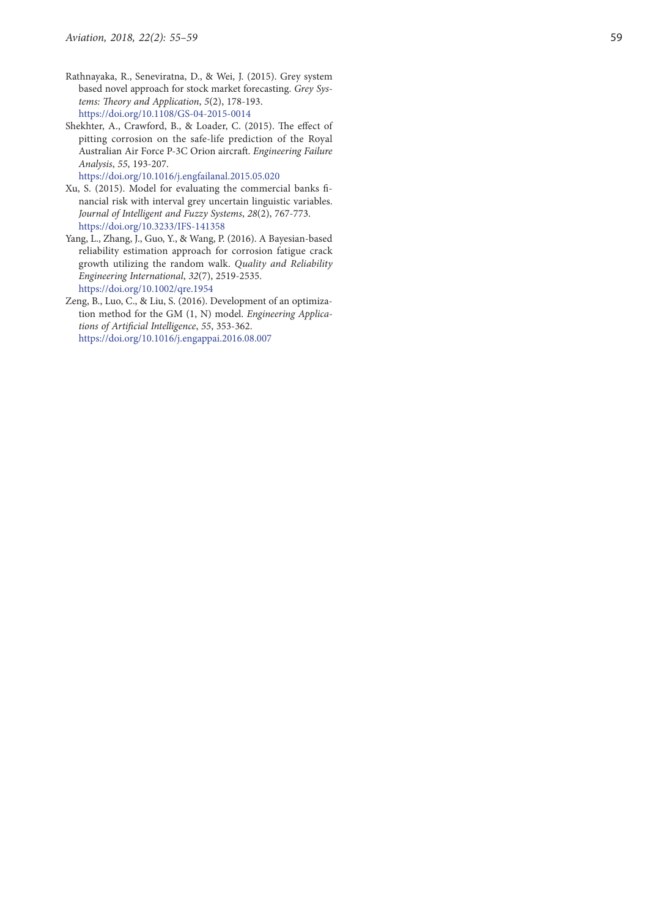Rathnayaka, R., Seneviratna, D., & Wei, J. (2015). Grey system based novel approach for stock market forecasting. *Grey Systems: Theory and Application*, *5*(2), 178-193. https://doi.org/10.1108/GS-04-2015-0014

Shekhter, A., Crawford, B., & Loader, C. (2015). The effect of pitting corrosion on the safe-life prediction of the Royal Australian Air Force P-3C Orion aircraft. *Engineering Failure Analysis*, *55*, 193-207. https://doi.org/10.1016/j.engfailanal.2015.05.020

Xu, S. (2015). Model for evaluating the commercial banks financial risk with interval grey uncertain linguistic variables. *Journal of Intelligent and Fuzzy Systems*, *28*(2), 767-773. https://doi.org/10.3233/IFS-141358

Yang, L., Zhang, J., Guo, Y., & Wang, P. (2016). A Bayesian-based reliability estimation approach for corrosion fatigue crack growth utilizing the random walk. *Quality and Reliability Engineering International*, *32*(7), 2519-2535. https://doi.org/10.1002/qre.1954

Zeng, B., Luo, C., & Liu, S. (2016). Development of an optimization method for the GM (1, N) model. *Engineering Applications of Artificial Intelligence*, *55*, 353-362. https://doi.org/10.1016/j.engappai.2016.08.007